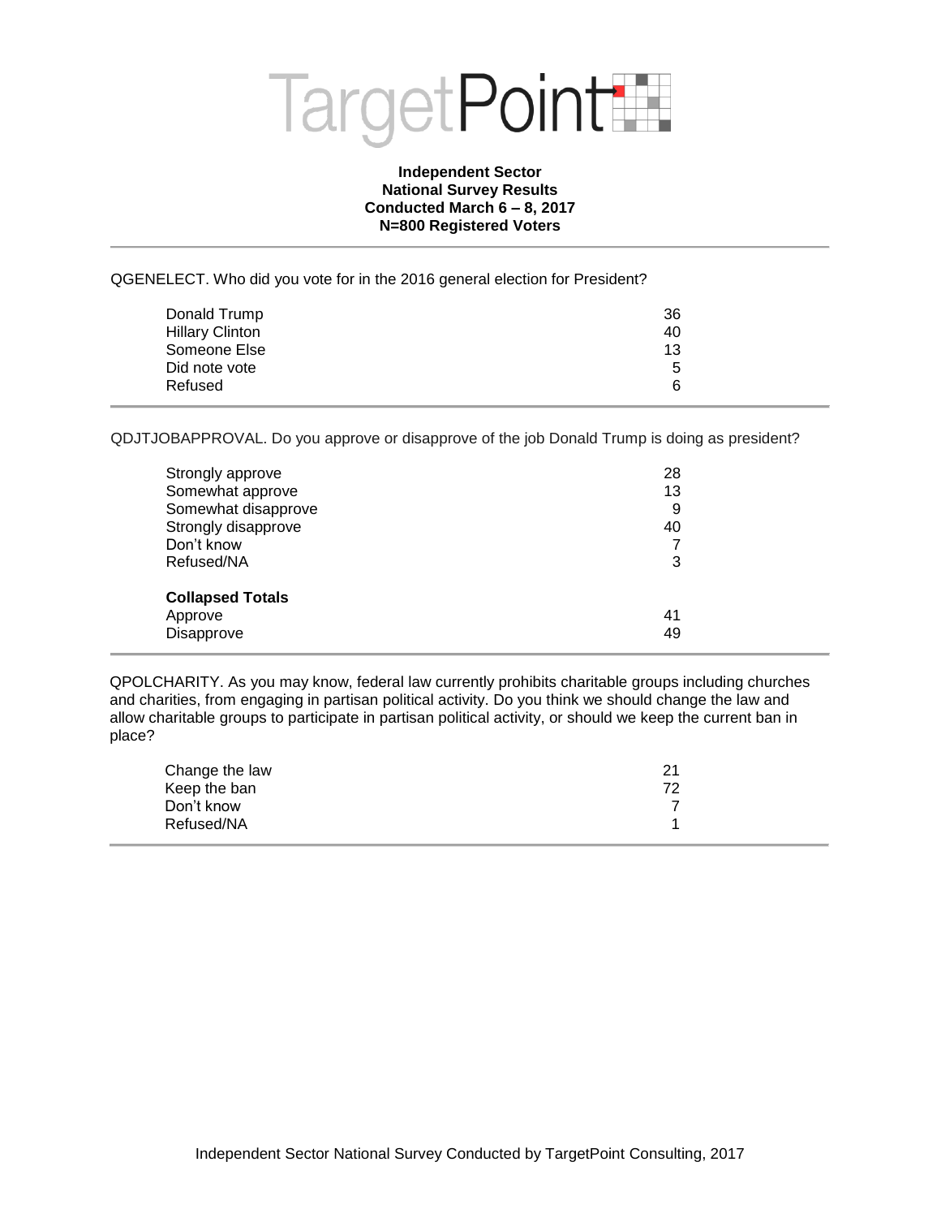TargetPoint

**Independent Sector**
**National Survey Results**
**Conducted March 6 – 8, 2017**
**N=800 Registered Voters**

QGENELECT. Who did you vote for in the 2016 general election for President?

| | |
|---|---|
| Donald Trump | 36 |
| Hillary Clinton | 40 |
| Someone Else | 13 |
| Did note vote | 5 |
| Refused | 6 |

QDJTJOBAPPROVAL. Do you approve or disapprove of the job Donald Trump is doing as president?

| | |
|---|---|
| Strongly approve | 28 |
| Somewhat approve | 13 |
| Somewhat disapprove | 9 |
| Strongly disapprove | 40 |
| Don't know | 7 |
| Refused/NA | 3 |
| **Collapsed Totals** | |
| Approve | 41 |
| Disapprove | 49 |

QPOLCHARITY. As you may know, federal law currently prohibits charitable groups including churches and charities, from engaging in partisan political activity. Do you think we should change the law and allow charitable groups to participate in partisan political activity, or should we keep the current ban in place?

| | |
|---|---|
| Change the law | 21 |
| Keep the ban | 72 |
| Don't know | 7 |
| Refused/NA | 1 |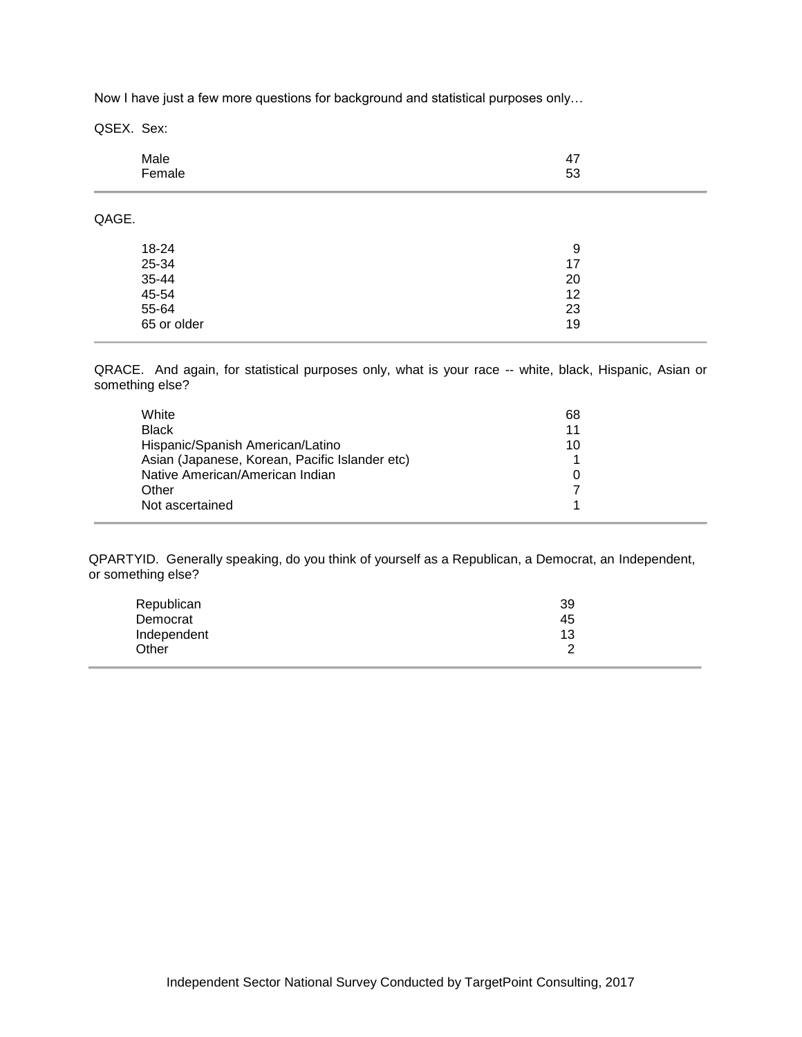Now I have just a few more questions for background and statistical purposes only…

QSEX. Sex:

| | |
|---|---|
| Male | 47 |
| Female | 53 |

QAGE.

| | |
|---|---|
| 18-24 | 9 |
| 25-34 | 17 |
| 35-44 | 20 |
| 45-54 | 12 |
| 55-64 | 23 |
| 65 or older | 19 |

QRACE. And again, for statistical purposes only, what is your race -- white, black, Hispanic, Asian or something else?

| | |
|---|---|
| White | 68 |
| Black | 11 |
| Hispanic/Spanish American/Latino | 10 |
| Asian (Japanese, Korean, Pacific Islander etc) | 1 |
| Native American/American Indian | 0 |
| Other | 7 |
| Not ascertained | 1 |

QPARTYID. Generally speaking, do you think of yourself as a Republican, a Democrat, an Independent, or something else?

| | |
|---|---|
| Republican | 39 |
| Democrat | 45 |
| Independent | 13 |
| Other | 2 |

Independent Sector National Survey Conducted by TargetPoint Consulting, 2017